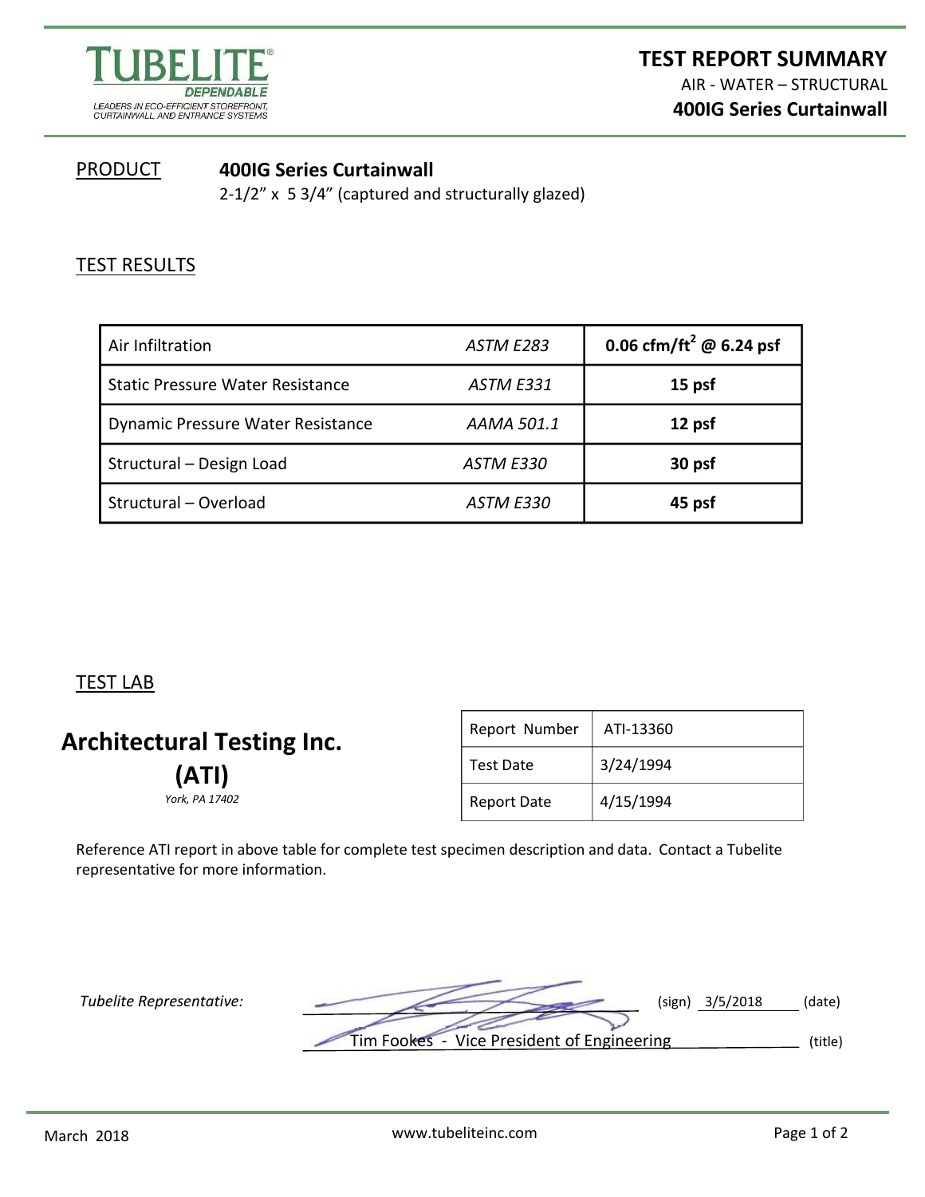TUBELITE®
DEPENDABLE
LEADERS IN ECO-EFFICIENT STOREFRONT, CURTAINWALL AND ENTRANCE SYSTEMS

# TEST REPORT SUMMARY

AIR - WATER – STRUCTURAL

**400IG Series Curtainwall**

PRODUCT **400IG Series Curtainwall**

2-1/2” x 5 3/4” (captured and structurally glazed)

## TEST RESULTS

| | | |
|---|---|---|
| Air Infiltration | *ASTM E283* | **0.06 cfm/ft$^2$ @ 6.24 psf** |
| Static Pressure Water Resistance | *ASTM E331* | **15 psf** |
| Dynamic Pressure Water Resistance | *AAMA 501.1* | **12 psf** |
| Structural – Design Load | *ASTM E330* | **30 psf** |
| Structural – Overload | *ASTM E330* | **45 psf** |

## TEST LAB

**Architectural Testing Inc. (ATI)**

*York, PA 17402*

| | |
|---|---|
| Report Number | ATI-13360 |
| Test Date | 3/24/1994 |
| Report Date | 4/15/1994 |

Reference ATI report in above table for complete test specimen description and data. Contact a Tubelite representative for more information.

*Tubelite Representative:* (sign) 3/5/2018 (date)

Tim Fookes - Vice President of Engineering (title)

March 2018 www.tubeliteinc.com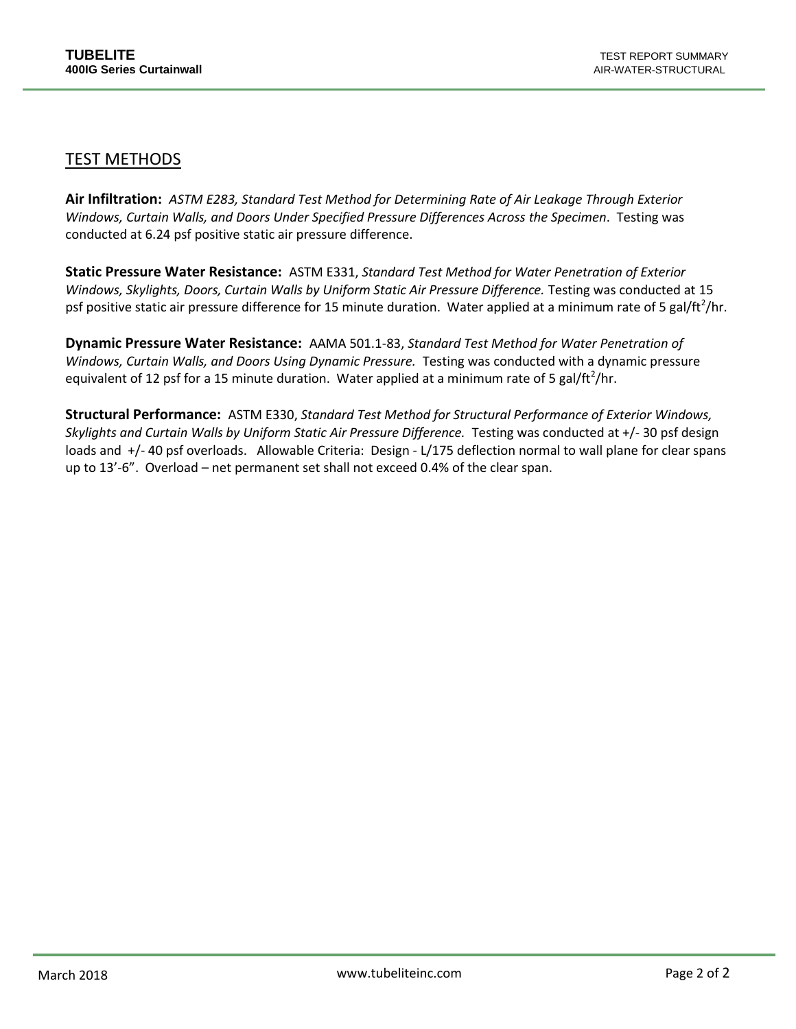## TEST METHODS

**Air Infiltration:** *ASTM E283, Standard Test Method for Determining Rate of Air Leakage Through Exterior Windows, Curtain Walls, and Doors Under Specified Pressure Differences Across the Specimen*. Testing was conducted at 6.24 psf positive static air pressure difference.

**Static Pressure Water Resistance:** ASTM E331, *Standard Test Method for Water Penetration of Exterior Windows, Skylights, Doors, Curtain Walls by Uniform Static Air Pressure Difference.* Testing was conducted at 15 psf positive static air pressure difference for 15 minute duration. Water applied at a minimum rate of 5 gal/ft$^2$/hr.

**Dynamic Pressure Water Resistance:** AAMA 501.1-83, *Standard Test Method for Water Penetration of Windows, Curtain Walls, and Doors Using Dynamic Pressure.* Testing was conducted with a dynamic pressure equivalent of 12 psf for a 15 minute duration. Water applied at a minimum rate of 5 gal/ft$^2$/hr.

**Structural Performance:** ASTM E330, *Standard Test Method for Structural Performance of Exterior Windows, Skylights and Curtain Walls by Uniform Static Air Pressure Difference.* Testing was conducted at +/- 30 psf design loads and +/- 40 psf overloads. Allowable Criteria: Design - L/175 deflection normal to wall plane for clear spans up to 13'-6". Overload – net permanent set shall not exceed 0.4% of the clear span.